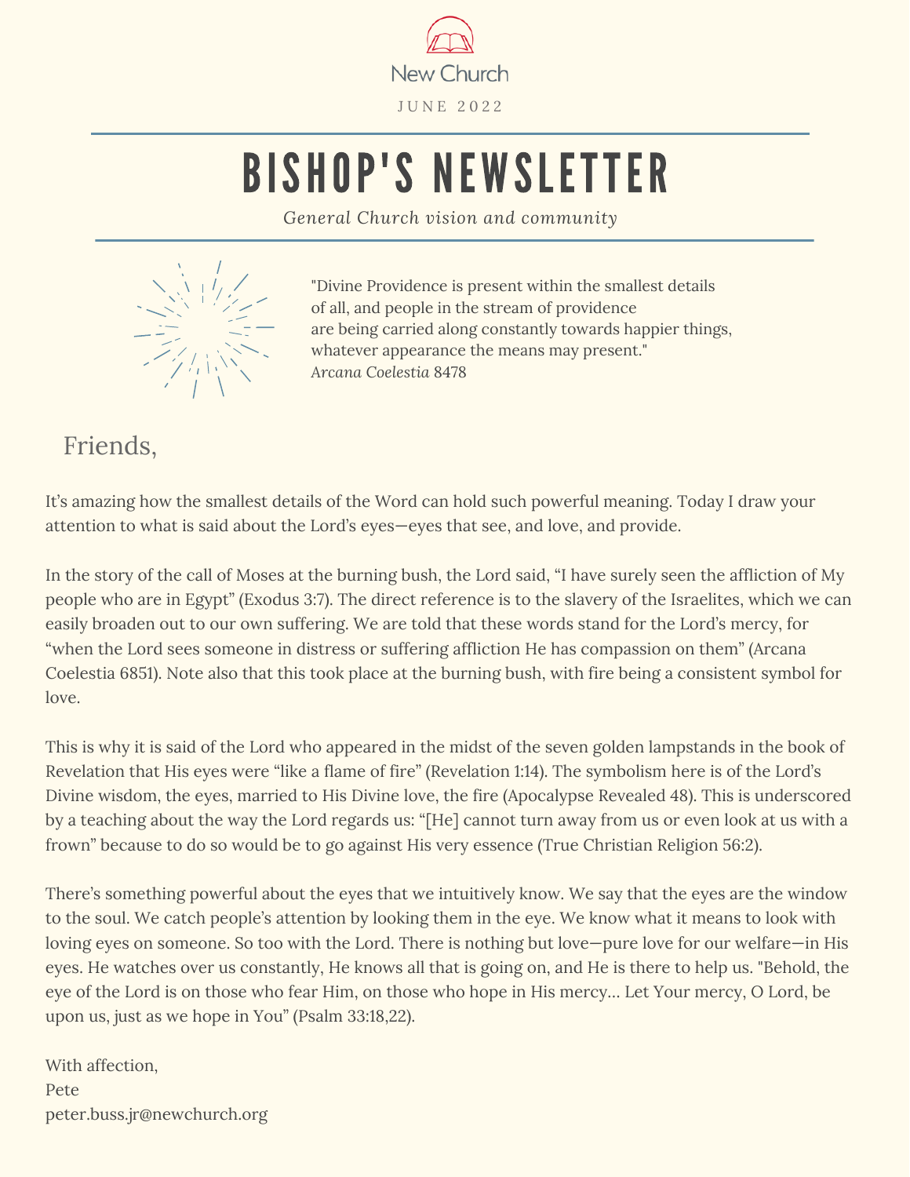New Church

JUNE 2022

# BISHOP'S NEWSLETTER

*General Church vision and community*

"Divine Providence is present within the smallest details of all, and people in the stream of providence are being carried along constantly towards happier things, whatever appearance the means may present."
*Arcana Coelestia* 8478

## Friends,

It's amazing how the smallest details of the Word can hold such powerful meaning. Today I draw your attention to what is said about the Lord's eyes—eyes that see, and love, and provide.

In the story of the call of Moses at the burning bush, the Lord said, "I have surely seen the affliction of My people who are in Egypt" (Exodus 3:7). The direct reference is to the slavery of the Israelites, which we can easily broaden out to our own suffering. We are told that these words stand for the Lord's mercy, for "when the Lord sees someone in distress or suffering affliction He has compassion on them" (Arcana Coelestia 6851). Note also that this took place at the burning bush, with fire being a consistent symbol for love.

This is why it is said of the Lord who appeared in the midst of the seven golden lampstands in the book of Revelation that His eyes were "like a flame of fire" (Revelation 1:14). The symbolism here is of the Lord's Divine wisdom, the eyes, married to His Divine love, the fire (Apocalypse Revealed 48). This is underscored by a teaching about the way the Lord regards us: "[He] cannot turn away from us or even look at us with a frown" because to do so would be to go against His very essence (True Christian Religion 56:2).

There's something powerful about the eyes that we intuitively know. We say that the eyes are the window to the soul. We catch people's attention by looking them in the eye. We know what it means to look with loving eyes on someone. So too with the Lord. There is nothing but love—pure love for our welfare—in His eyes. He watches over us constantly, He knows all that is going on, and He is there to help us. "Behold, the eye of the Lord is on those who fear Him, on those who hope in His mercy… Let Your mercy, O Lord, be upon us, just as we hope in You" (Psalm 33:18,22).

With affection,
Pete
peter.buss.jr@newchurch.org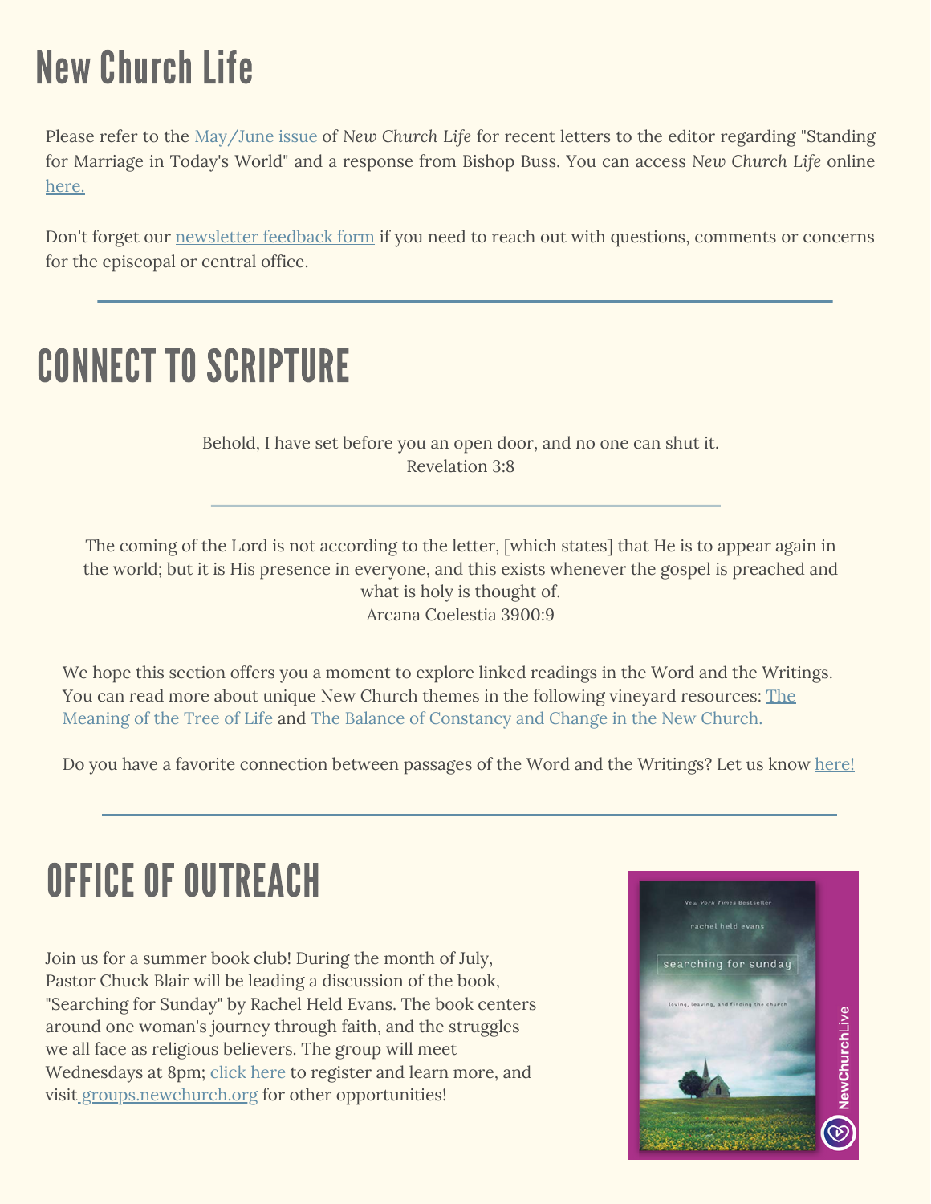# New Church Life

Please refer to the May/June issue of *New Church Life* for recent letters to the editor regarding "Standing for Marriage in Today's World" and a response from Bishop Buss. You can access *New Church Life* online here.

Don't forget our newsletter feedback form if you need to reach out with questions, comments or concerns for the episcopal or central office.

---

# CONNECT TO SCRIPTURE

Behold, I have set before you an open door, and no one can shut it.
Revelation 3:8

---

The coming of the Lord is not according to the letter, [which states] that He is to appear again in the world; but it is His presence in everyone, and this exists whenever the gospel is preached and what is holy is thought of.
Arcana Coelestia 3900:9

We hope this section offers you a moment to explore linked readings in the Word and the Writings. You can read more about unique New Church themes in the following vineyard resources: The Meaning of the Tree of Life and The Balance of Constancy and Change in the New Church.

Do you have a favorite connection between passages of the Word and the Writings? Let us know here!

---

# OFFICE OF OUTREACH

Join us for a summer book club! During the month of July, Pastor Chuck Blair will be leading a discussion of the book, "Searching for Sunday" by Rachel Held Evans. The book centers around one woman's journey through faith, and the struggles we all face as religious believers. The group will meet Wednesdays at 8pm; click here to register and learn more, and visit groups.newchurch.org for other opportunities!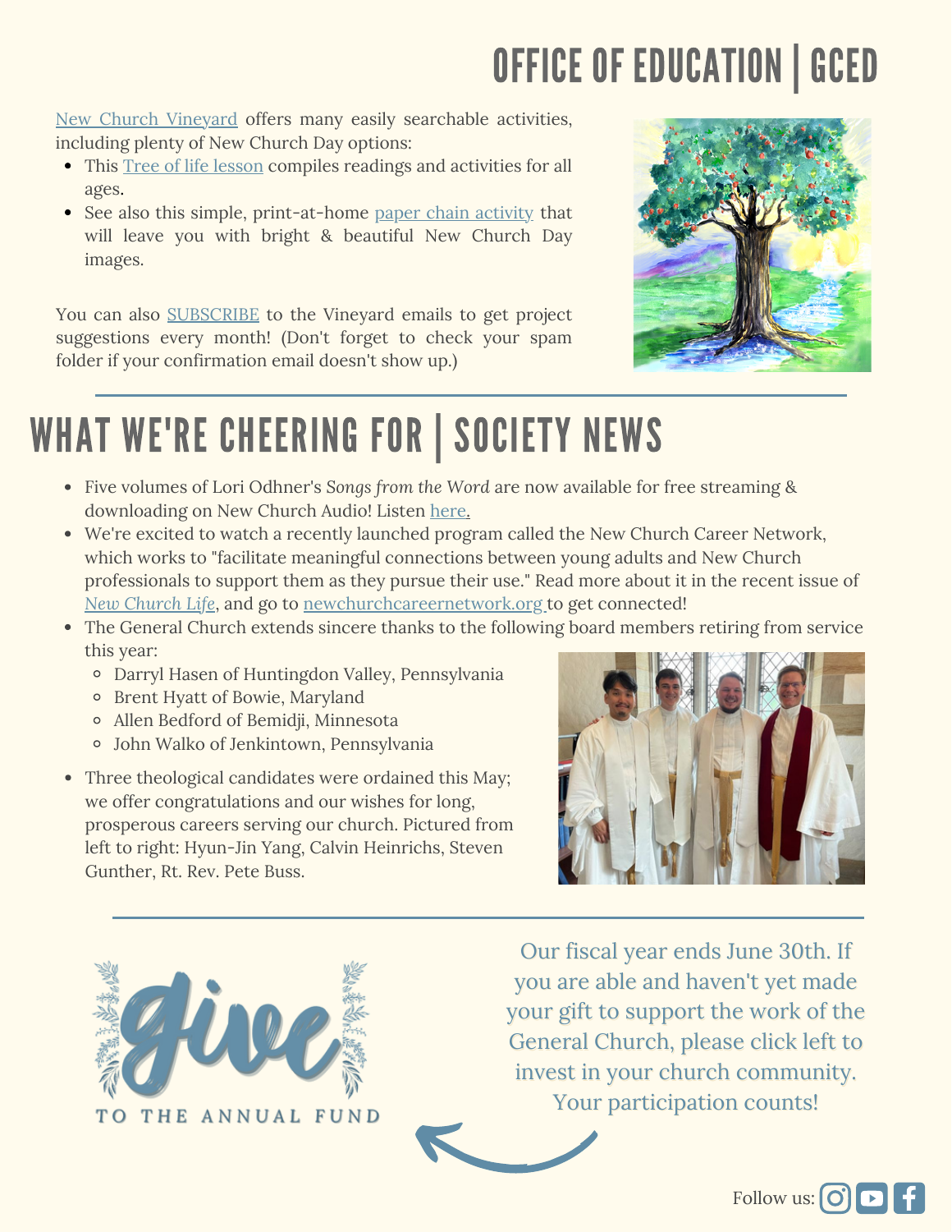# OFFICE OF EDUCATION | GCED

New Church Vineyard offers many easily searchable activities, including plenty of New Church Day options:

- This Tree of life lesson compiles readings and activities for all ages.
- See also this simple, print-at-home paper chain activity that will leave you with bright & beautiful New Church Day images.

You can also SUBSCRIBE to the Vineyard emails to get project suggestions every month! (Don't forget to check your spam folder if your confirmation email doesn't show up.)

# WHAT WE'RE CHEERING FOR | SOCIETY NEWS

- Five volumes of Lori Odhner's *Songs from the Word* are now available for free streaming & downloading on New Church Audio! Listen here.
- We're excited to watch a recently launched program called the New Church Career Network, which works to "facilitate meaningful connections between young adults and New Church professionals to support them as they pursue their use." Read more about it in the recent issue of *New Church Life*, and go to newchurchcareernetwork.org to get connected!
- The General Church extends sincere thanks to the following board members retiring from service this year:
  - Darryl Hasen of Huntingdon Valley, Pennsylvania
  - Brent Hyatt of Bowie, Maryland
  - Allen Bedford of Bemidji, Minnesota
  - John Walko of Jenkintown, Pennsylvania
- Three theological candidates were ordained this May; we offer congratulations and our wishes for long, prosperous careers serving our church. Pictured from left to right: Hyun-Jin Yang, Calvin Heinrichs, Steven Gunther, Rt. Rev. Pete Buss.

give

TO THE ANNUAL FUND

Our fiscal year ends June 30th. If you are able and haven't yet made your gift to support the work of the General Church, please click left to invest in your church community. Your participation counts!

Follow us: